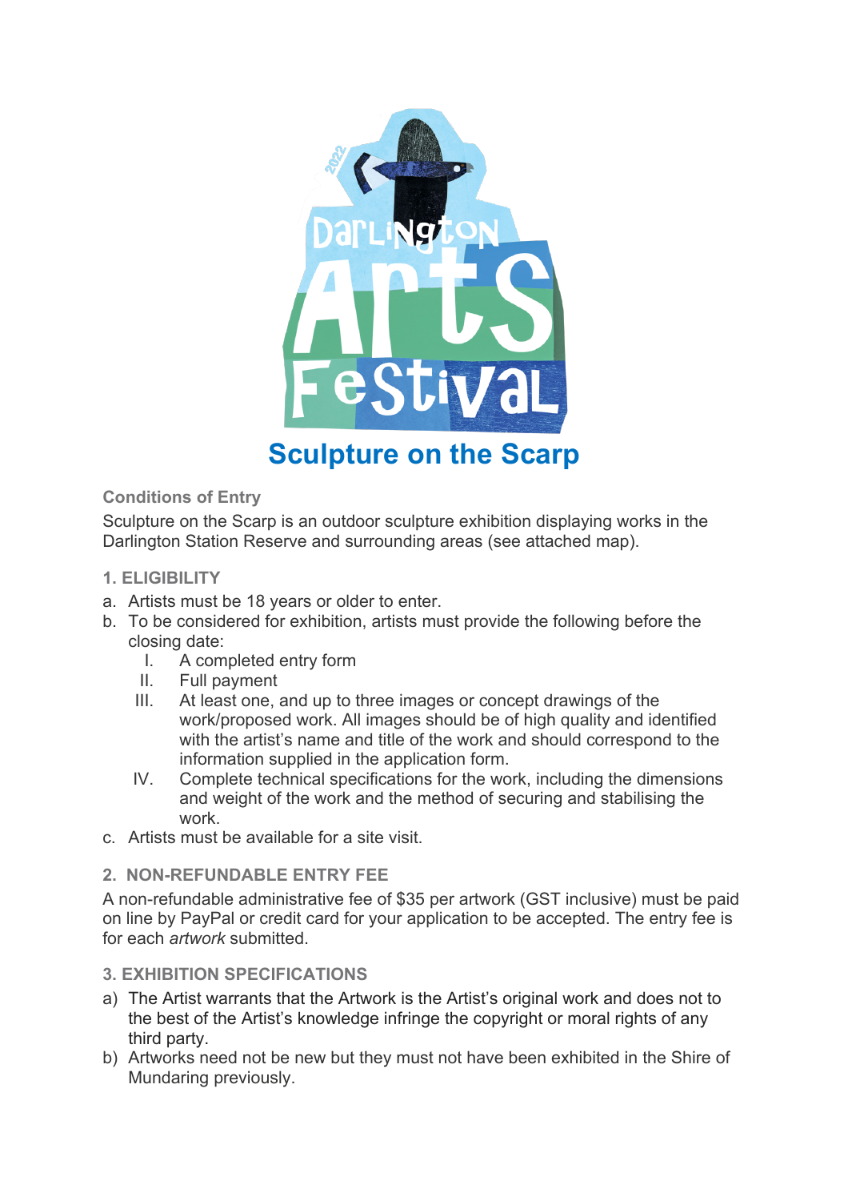# Sculpture on the Scarp

## Conditions of Entry

Sculpture on the Scarp is an outdoor sculpture exhibition displaying works in the Darlington Station Reserve and surrounding areas (see attached map).

### 1. ELIGIBILITY

a. Artists must be 18 years or older to enter.
b. To be considered for exhibition, artists must provide the following before the closing date:
   I. A completed entry form
   II. Full payment
   III. At least one, and up to three images or concept drawings of the work/proposed work. All images should be of high quality and identified with the artist's name and title of the work and should correspond to the information supplied in the application form.
   IV. Complete technical specifications for the work, including the dimensions and weight of the work and the method of securing and stabilising the work.
c. Artists must be available for a site visit.

### 2. NON-REFUNDABLE ENTRY FEE

A non-refundable administrative fee of $35 per artwork (GST inclusive) must be paid on line by PayPal or credit card for your application to be accepted. The entry fee is for each *artwork* submitted.

### 3. EXHIBITION SPECIFICATIONS

a) The Artist warrants that the Artwork is the Artist's original work and does not to the best of the Artist's knowledge infringe the copyright or moral rights of any third party.
b) Artworks need not be new but they must not have been exhibited in the Shire of Mundaring previously.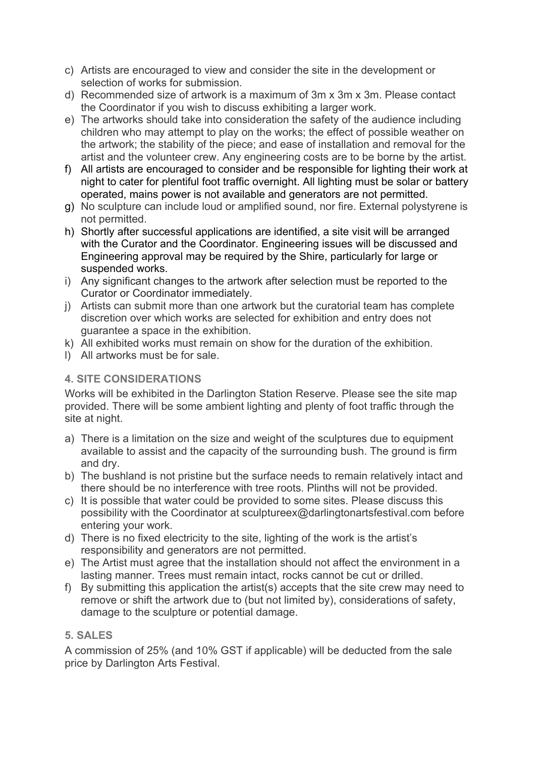c) Artists are encouraged to view and consider the site in the development or selection of works for submission.
d) Recommended size of artwork is a maximum of 3m x 3m x 3m. Please contact the Coordinator if you wish to discuss exhibiting a larger work.
e) The artworks should take into consideration the safety of the audience including children who may attempt to play on the works; the effect of possible weather on the artwork; the stability of the piece; and ease of installation and removal for the artist and the volunteer crew. Any engineering costs are to be borne by the artist.
f) All artists are encouraged to consider and be responsible for lighting their work at night to cater for plentiful foot traffic overnight. All lighting must be solar or battery operated, mains power is not available and generators are not permitted.
g) No sculpture can include loud or amplified sound, nor fire. External polystyrene is not permitted.
h) Shortly after successful applications are identified, a site visit will be arranged with the Curator and the Coordinator. Engineering issues will be discussed and Engineering approval may be required by the Shire, particularly for large or suspended works.
i) Any significant changes to the artwork after selection must be reported to the Curator or Coordinator immediately.
j) Artists can submit more than one artwork but the curatorial team has complete discretion over which works are selected for exhibition and entry does not guarantee a space in the exhibition.
k) All exhibited works must remain on show for the duration of the exhibition.
l) All artworks must be for sale.

### 4. SITE CONSIDERATIONS

Works will be exhibited in the Darlington Station Reserve. Please see the site map provided. There will be some ambient lighting and plenty of foot traffic through the site at night.

a) There is a limitation on the size and weight of the sculptures due to equipment available to assist and the capacity of the surrounding bush. The ground is firm and dry.
b) The bushland is not pristine but the surface needs to remain relatively intact and there should be no interference with tree roots. Plinths will not be provided.
c) It is possible that water could be provided to some sites. Please discuss this possibility with the Coordinator at sculptureex@darlingtonartsfestival.com before entering your work.
d) There is no fixed electricity to the site, lighting of the work is the artist's responsibility and generators are not permitted.
e) The Artist must agree that the installation should not affect the environment in a lasting manner. Trees must remain intact, rocks cannot be cut or drilled.
f) By submitting this application the artist(s) accepts that the site crew may need to remove or shift the artwork due to (but not limited by), considerations of safety, damage to the sculpture or potential damage.

### 5. SALES

A commission of 25% (and 10% GST if applicable) will be deducted from the sale price by Darlington Arts Festival.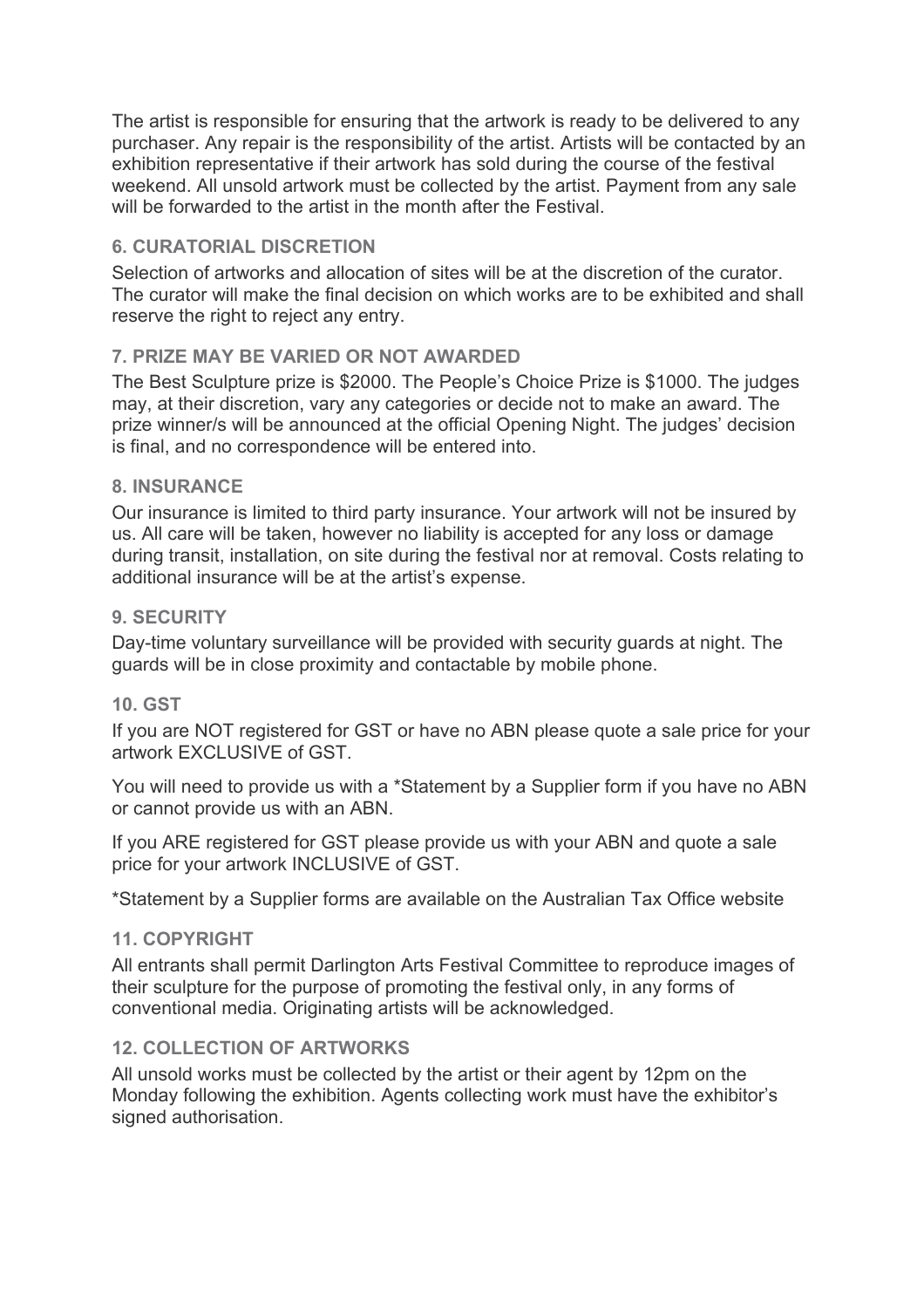The artist is responsible for ensuring that the artwork is ready to be delivered to any purchaser. Any repair is the responsibility of the artist. Artists will be contacted by an exhibition representative if their artwork has sold during the course of the festival weekend. All unsold artwork must be collected by the artist. Payment from any sale will be forwarded to the artist in the month after the Festival.

### 6. CURATORIAL DISCRETION

Selection of artworks and allocation of sites will be at the discretion of the curator. The curator will make the final decision on which works are to be exhibited and shall reserve the right to reject any entry.

### 7. PRIZE MAY BE VARIED OR NOT AWARDED

The Best Sculpture prize is $2000. The People's Choice Prize is $1000. The judges may, at their discretion, vary any categories or decide not to make an award. The prize winner/s will be announced at the official Opening Night. The judges' decision is final, and no correspondence will be entered into.

### 8. INSURANCE

Our insurance is limited to third party insurance. Your artwork will not be insured by us. All care will be taken, however no liability is accepted for any loss or damage during transit, installation, on site during the festival nor at removal. Costs relating to additional insurance will be at the artist's expense.

### 9. SECURITY

Day-time voluntary surveillance will be provided with security guards at night. The guards will be in close proximity and contactable by mobile phone.

### 10. GST

If you are NOT registered for GST or have no ABN please quote a sale price for your artwork EXCLUSIVE of GST.

You will need to provide us with a *Statement by a Supplier form if you have no ABN or cannot provide us with an ABN.

If you ARE registered for GST please provide us with your ABN and quote a sale price for your artwork INCLUSIVE of GST.

*Statement by a Supplier forms are available on the Australian Tax Office website

### 11. COPYRIGHT

All entrants shall permit Darlington Arts Festival Committee to reproduce images of their sculpture for the purpose of promoting the festival only, in any forms of conventional media. Originating artists will be acknowledged.

### 12. COLLECTION OF ARTWORKS

All unsold works must be collected by the artist or their agent by 12pm on the Monday following the exhibition. Agents collecting work must have the exhibitor's signed authorisation.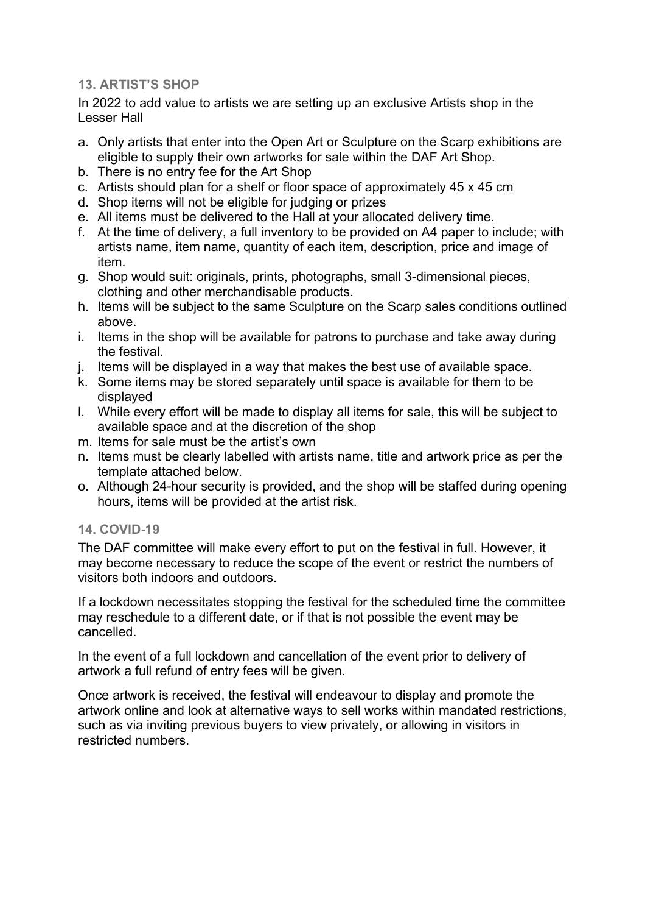### 13. ARTIST'S SHOP

In 2022 to add value to artists we are setting up an exclusive Artists shop in the Lesser Hall

a. Only artists that enter into the Open Art or Sculpture on the Scarp exhibitions are eligible to supply their own artworks for sale within the DAF Art Shop.
b. There is no entry fee for the Art Shop
c. Artists should plan for a shelf or floor space of approximately 45 x 45 cm
d. Shop items will not be eligible for judging or prizes
e. All items must be delivered to the Hall at your allocated delivery time.
f. At the time of delivery, a full inventory to be provided on A4 paper to include; with artists name, item name, quantity of each item, description, price and image of item.
g. Shop would suit: originals, prints, photographs, small 3-dimensional pieces, clothing and other merchandisable products.
h. Items will be subject to the same Sculpture on the Scarp sales conditions outlined above.
i. Items in the shop will be available for patrons to purchase and take away during the festival.
j. Items will be displayed in a way that makes the best use of available space.
k. Some items may be stored separately until space is available for them to be displayed
l. While every effort will be made to display all items for sale, this will be subject to available space and at the discretion of the shop
m. Items for sale must be the artist's own
n. Items must be clearly labelled with artists name, title and artwork price as per the template attached below.
o. Although 24-hour security is provided, and the shop will be staffed during opening hours, items will be provided at the artist risk.

### 14. COVID-19

The DAF committee will make every effort to put on the festival in full. However, it may become necessary to reduce the scope of the event or restrict the numbers of visitors both indoors and outdoors.

If a lockdown necessitates stopping the festival for the scheduled time the committee may reschedule to a different date, or if that is not possible the event may be cancelled.

In the event of a full lockdown and cancellation of the event prior to delivery of artwork a full refund of entry fees will be given.

Once artwork is received, the festival will endeavour to display and promote the artwork online and look at alternative ways to sell works within mandated restrictions, such as via inviting previous buyers to view privately, or allowing in visitors in restricted numbers.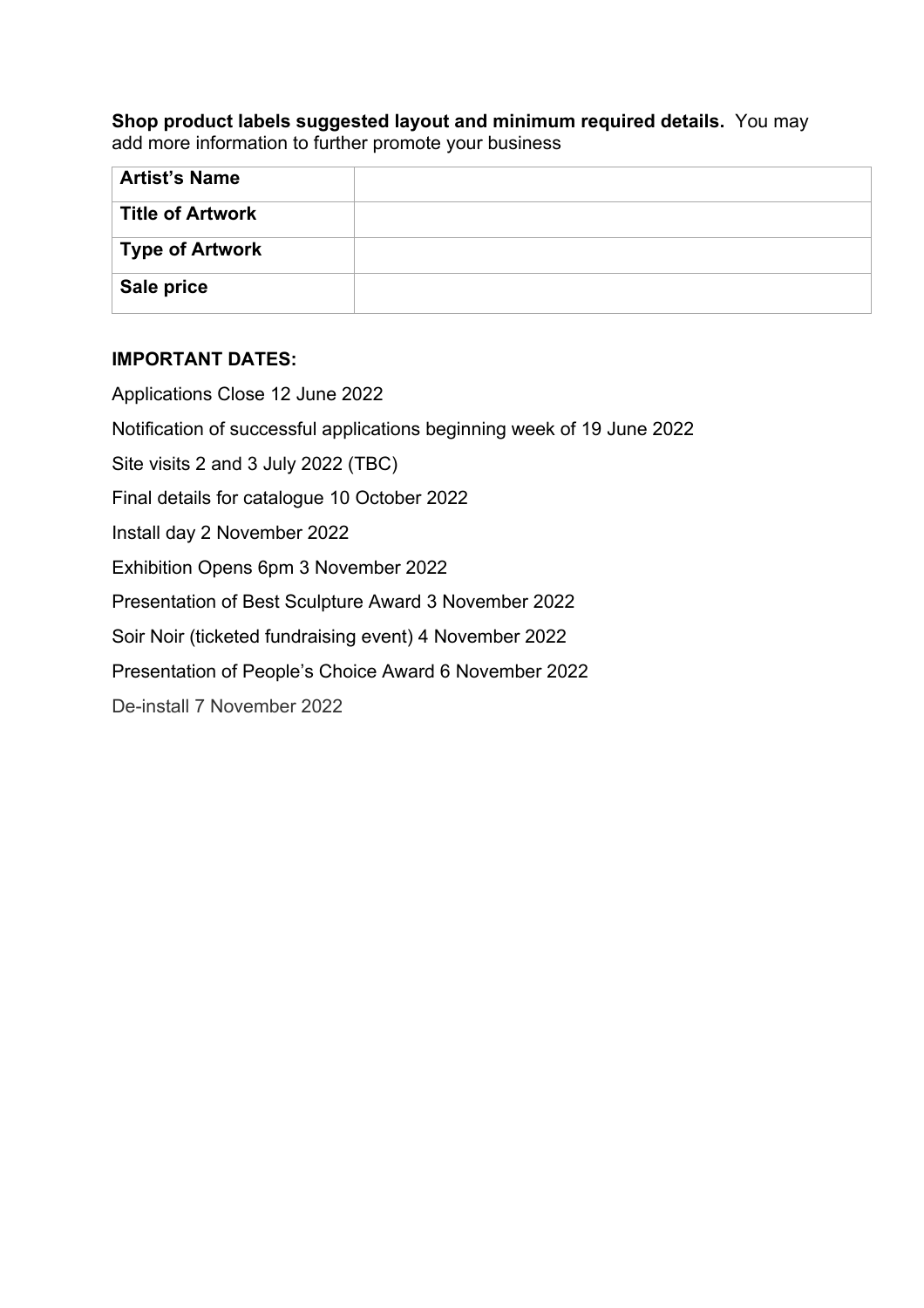**Shop product labels suggested layout and minimum required details.** You may add more information to further promote your business

| | |
|---|---|
| **Artist's Name** | |
| **Title of Artwork** | |
| **Type of Artwork** | |
| **Sale price** | |

**IMPORTANT DATES:**

Applications Close 12 June 2022

Notification of successful applications beginning week of 19 June 2022

Site visits 2 and 3 July 2022 (TBC)

Final details for catalogue 10 October 2022

Install day 2 November 2022

Exhibition Opens 6pm 3 November 2022

Presentation of Best Sculpture Award 3 November 2022

Soir Noir (ticketed fundraising event) 4 November 2022

Presentation of People's Choice Award 6 November 2022

De-install 7 November 2022